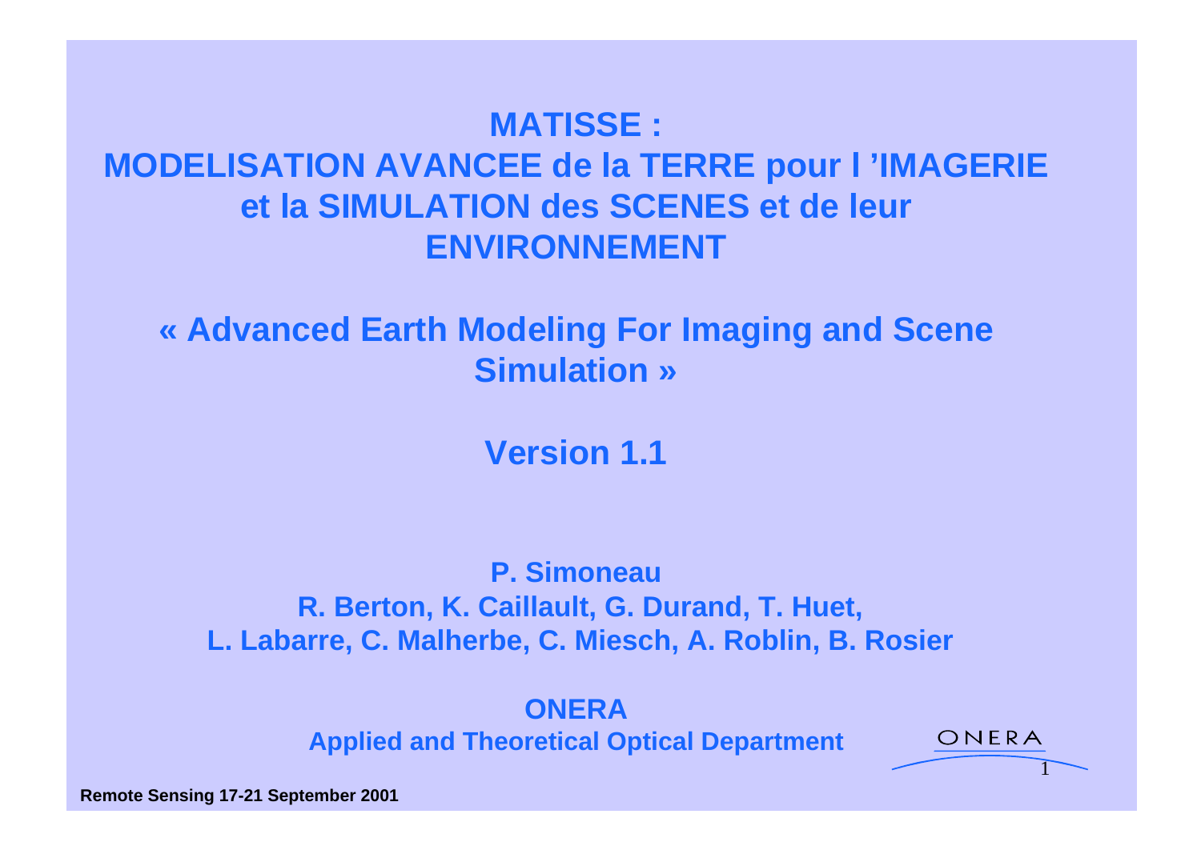# MATISSE : MODELISATION AVANCEE de la TERRE pour l ’IMAGERIE et la SIMULATION des SCENES et de leur ENVIRONNEMENT

## « Advanced Earth Modeling For Imaging and Scene Simulation »

## Version 1.1

**P. Simoneau**
**R. Berton, K. Caillault, G. Durand, T. Huet,**
**L. Labarre, C. Malherbe, C. Miesch, A. Roblin, B. Rosier**

**ONERA**
**Applied and Theoretical Optical Department**

**Remote Sensing 17-21 September 2001**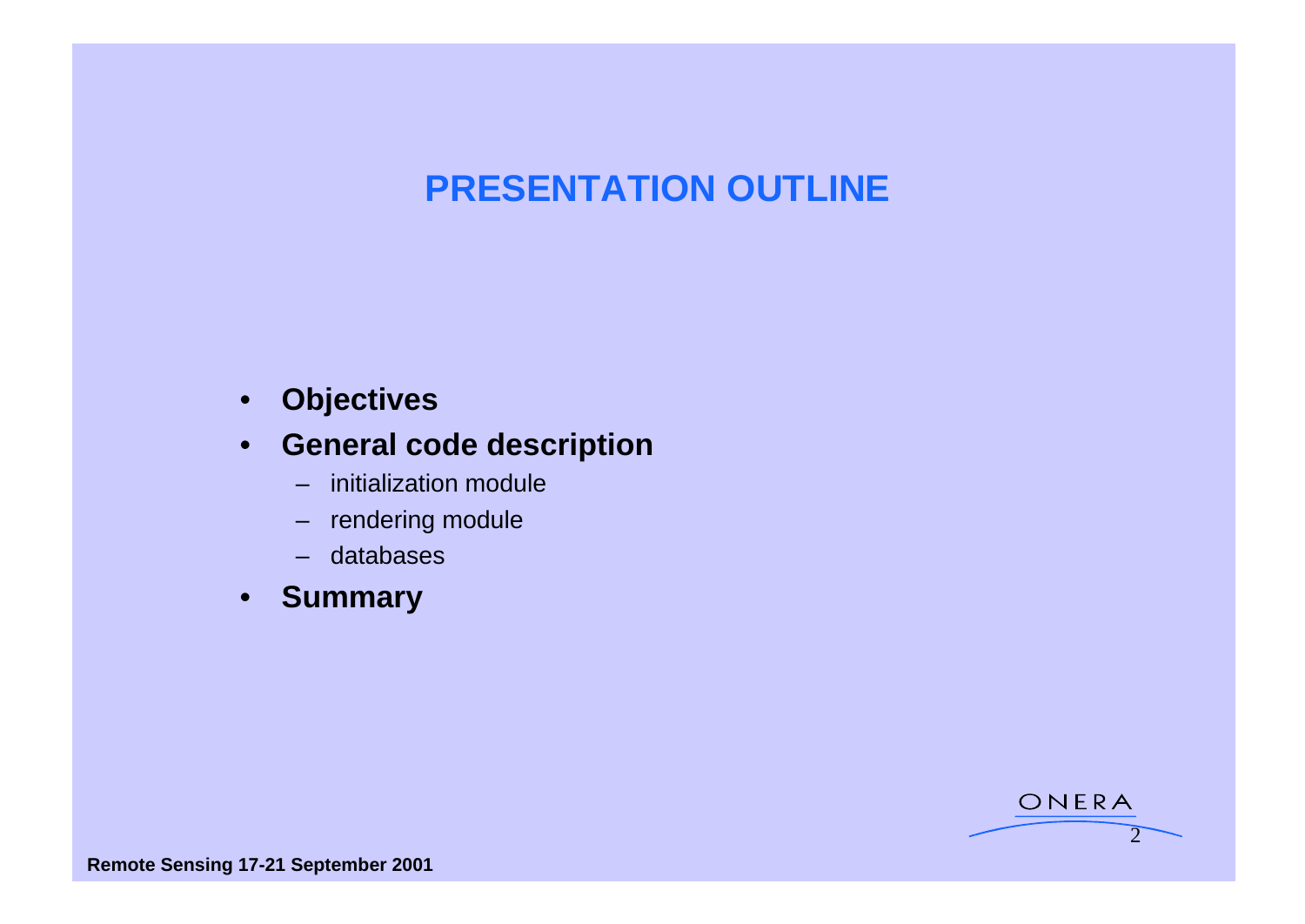# PRESENTATION OUTLINE

- **Objectives**
- **General code description**
  - initialization module
  - rendering module
  - databases
- **Summary**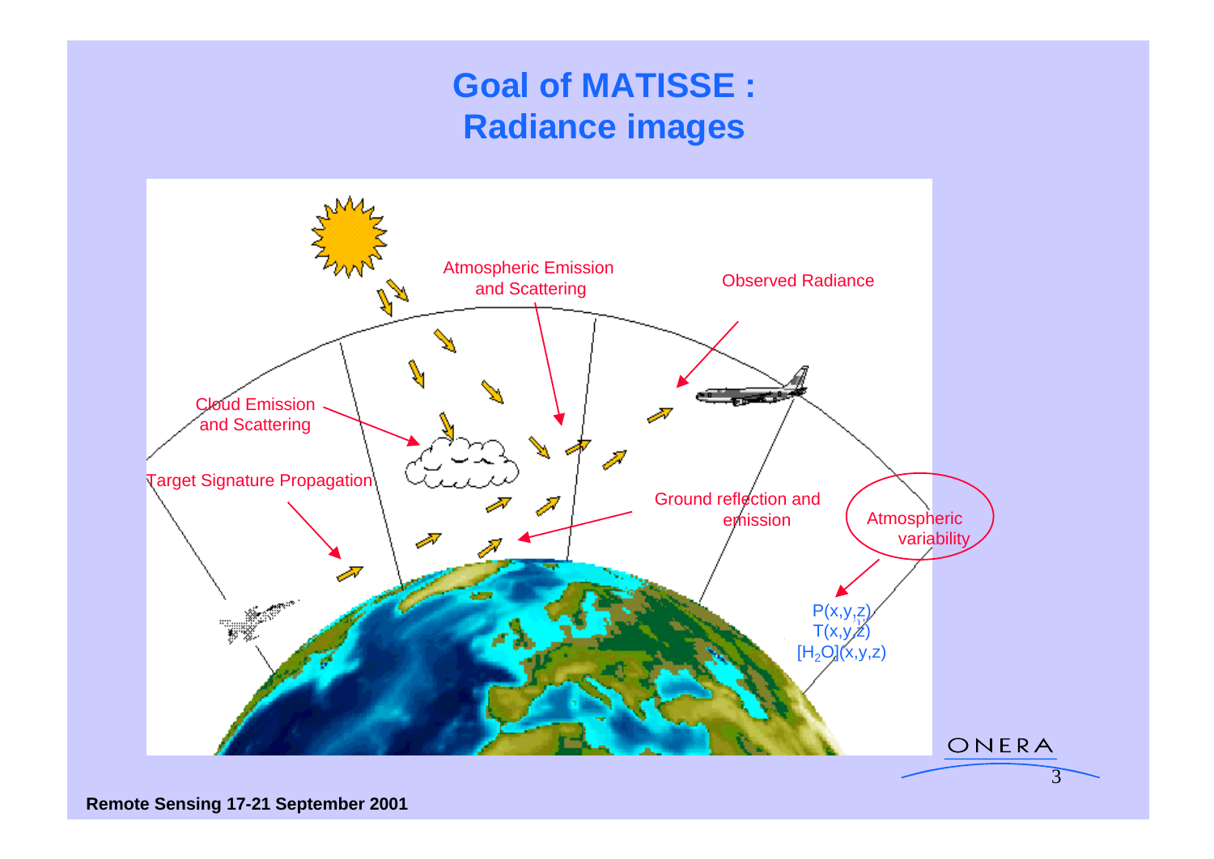# Goal of MATISSE : Radiance images

Atmospheric Emission and Scattering

Observed Radiance

Cloud Emission and Scattering

Target Signature Propagation

Ground reflection and emission

Atmospheric variability

P(x,y,z)
T(x,y,z)
$[H_2O]$(x,y,z)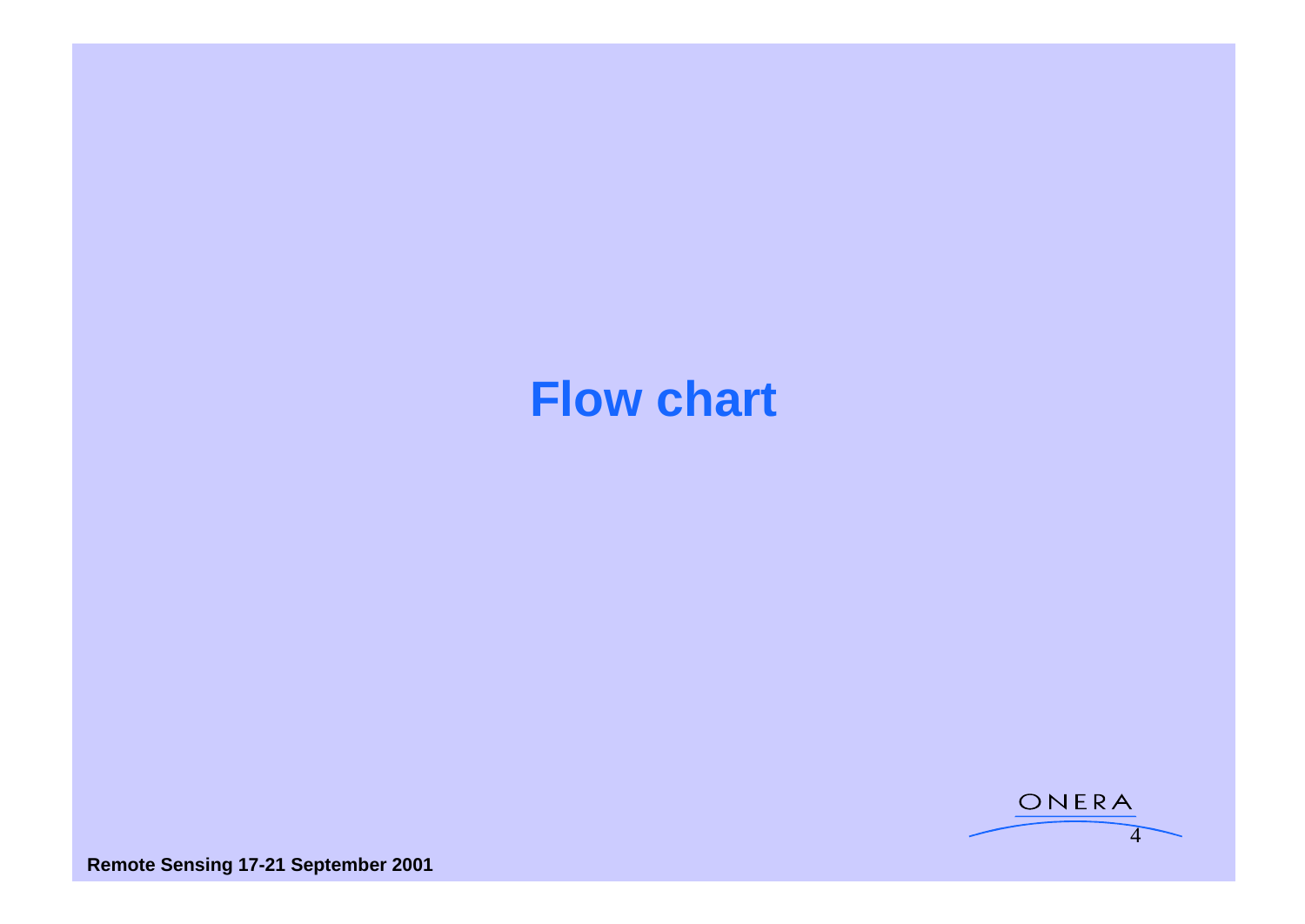# Flow chart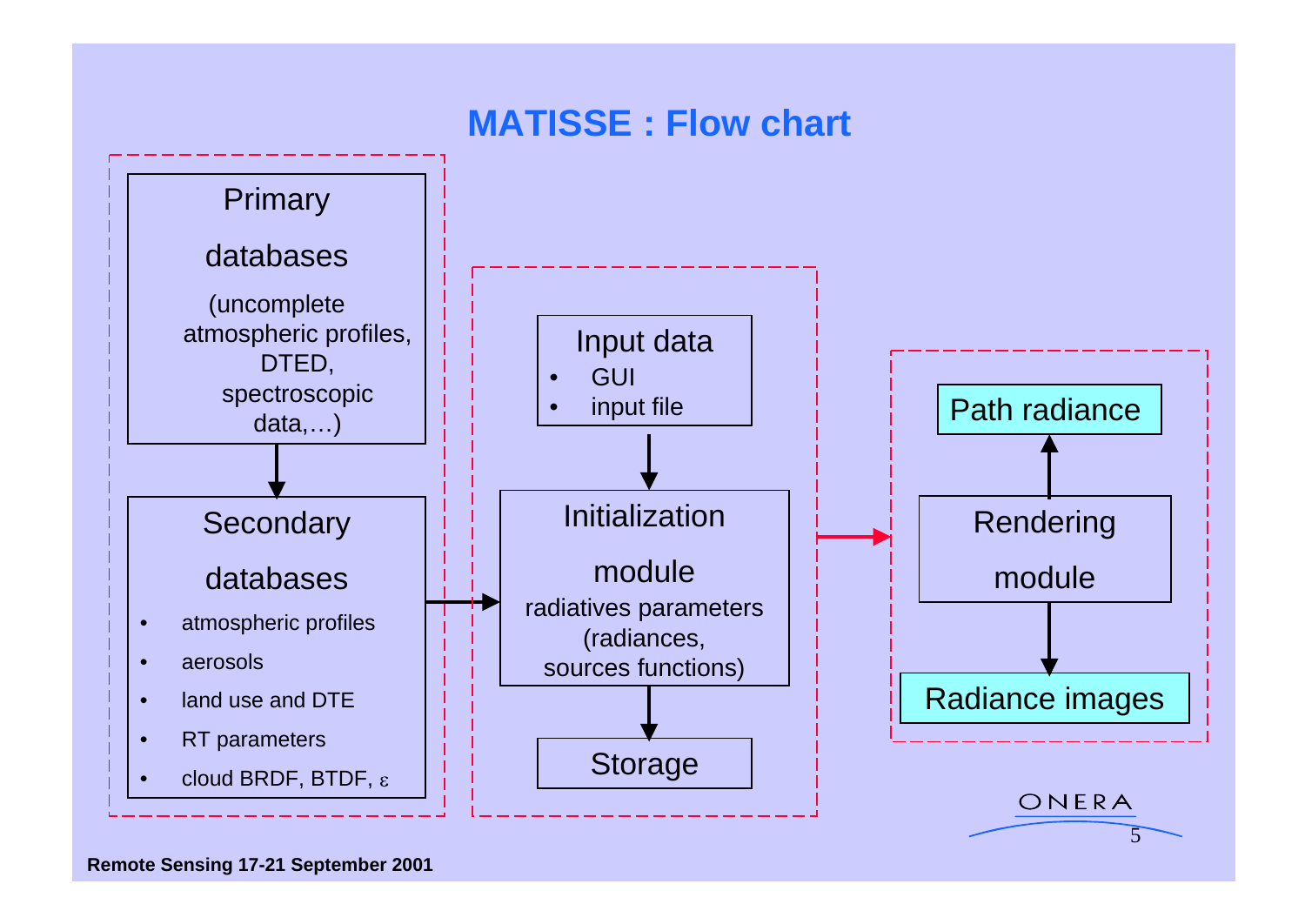# MATISSE : Flow chart

**Primary databases**
(uncomplete atmospheric profiles, DTED, spectroscopic data,…)

↓

**Secondary databases**
- atmospheric profiles
- aerosols
- land use and DTE
- RT parameters
- cloud BRDF, BTDF, ε

→

**Input data**
- GUI
- input file

↓

**Initialization module**
radiatives parameters (radiances, sources functions)

↓

**Storage**

→

**Rendering module**

↑ **Path radiance**

↓ **Radiance images**

Remote Sensing 17-21 September 2001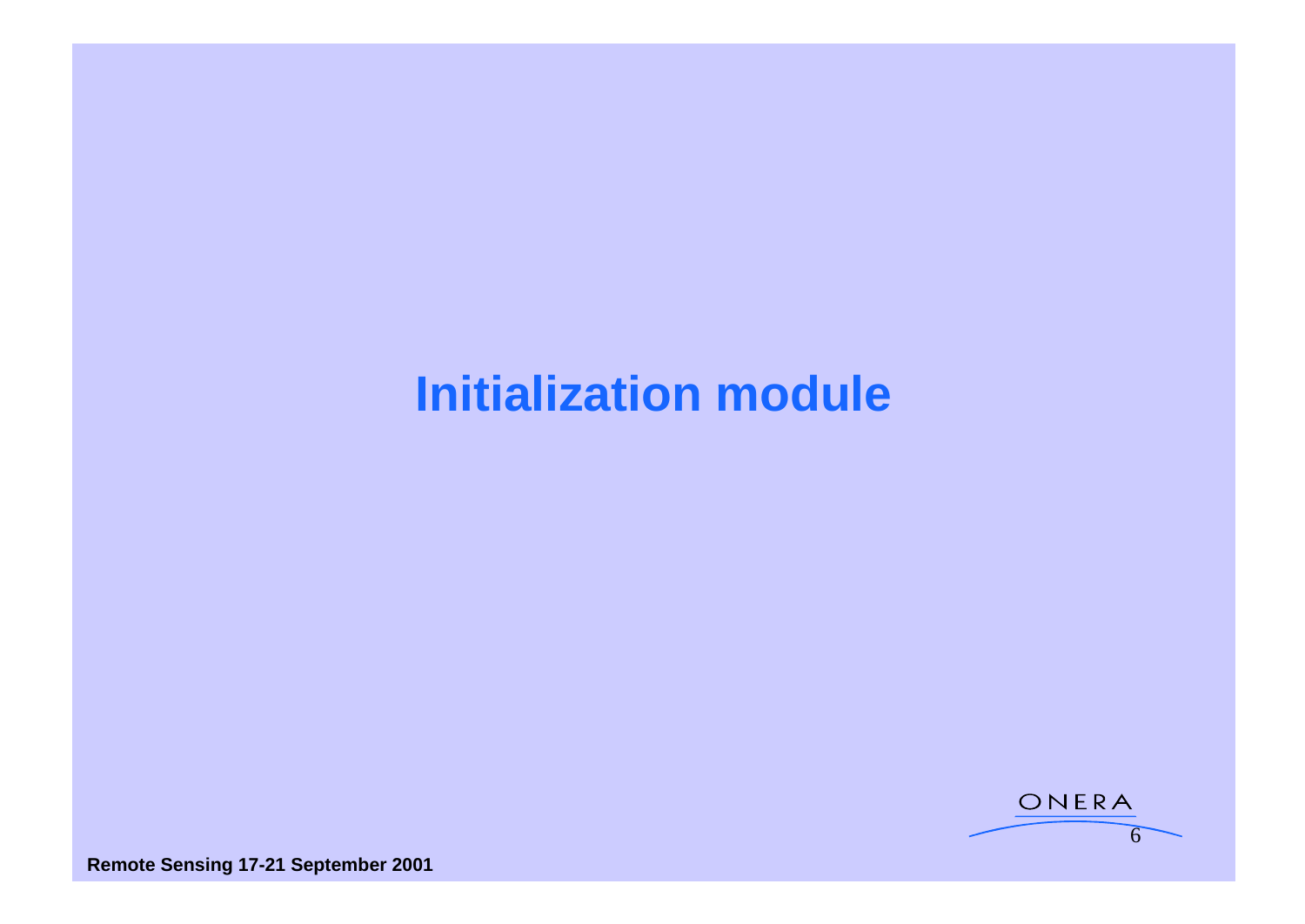# Initialization module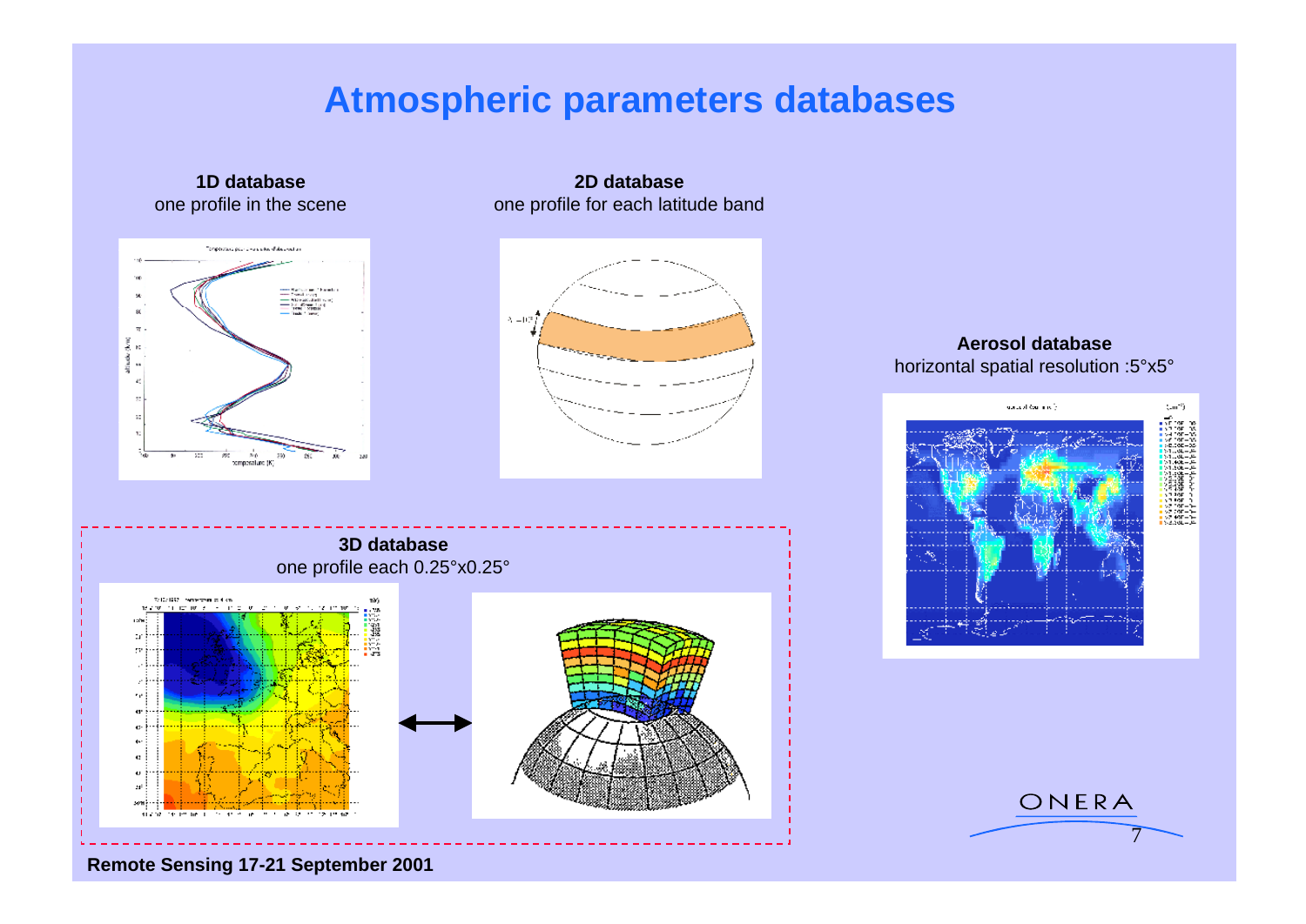# Atmospheric parameters databases

**1D database**
one profile in the scene

**2D database**
one profile for each latitude band

**Aerosol database**
horizontal spatial resolution :5°x5°

**3D database**
one profile each 0.25°x0.25°

**Remote Sensing 17-21 September 2001**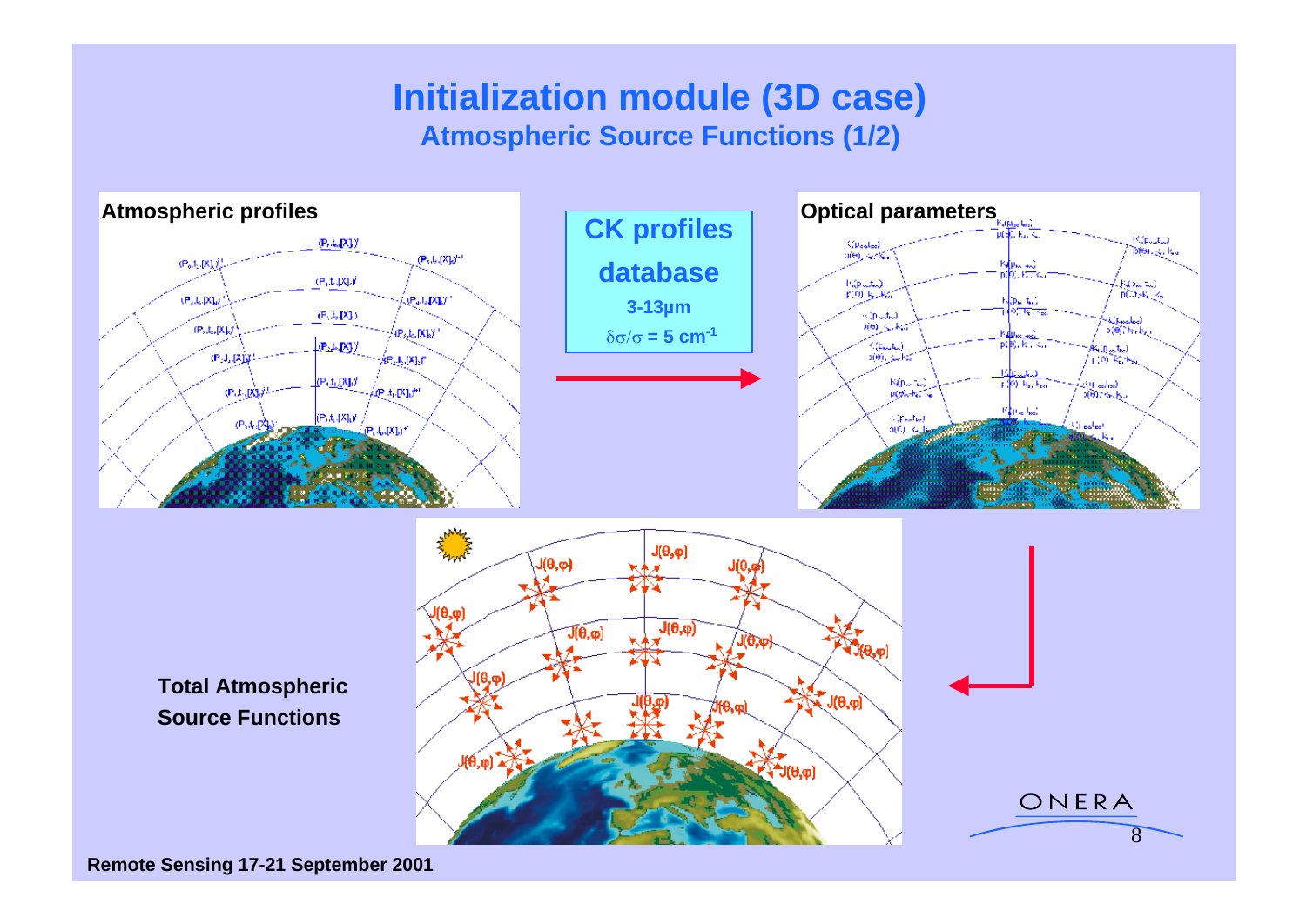# Initialization module (3D case)

## Atmospheric Source Functions (1/2)

**Atmospheric profiles**

**CK profiles database**

**3-13µm**

**$\delta\sigma/\sigma$ = 5 cm$^{-1}$**

**Optical parameters**

**Total Atmospheric Source Functions**

**Remote Sensing 17-21 September 2001**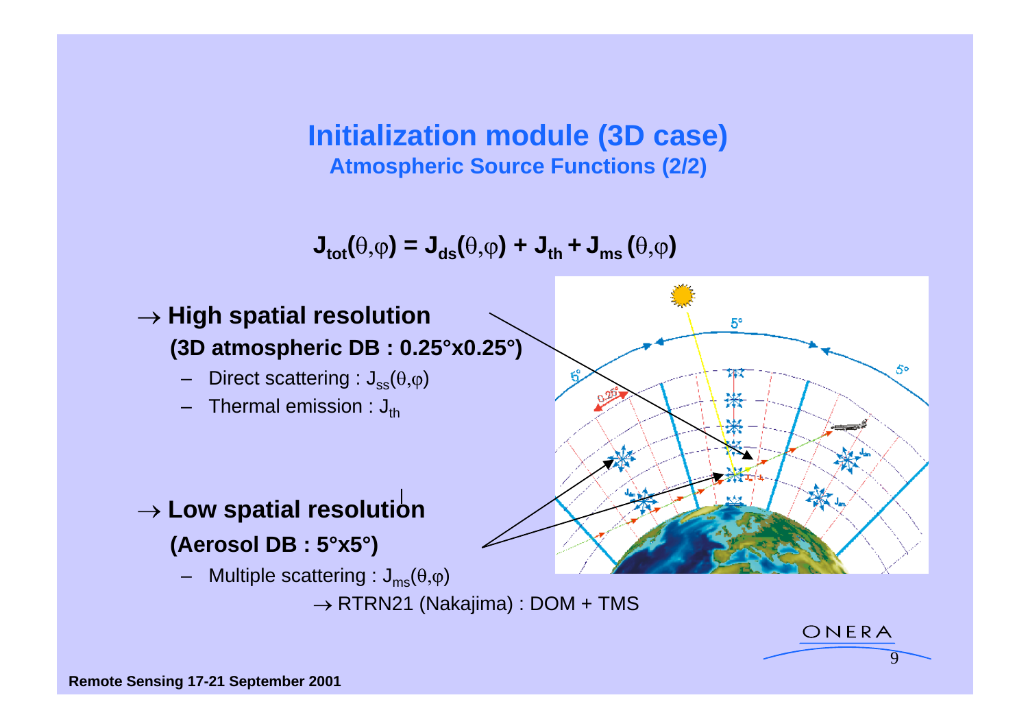# Initialization module (3D case)

## Atmospheric Source Functions (2/2)

$$J_{tot}(\theta,\varphi) = J_{ds}(\theta,\varphi) + J_{th} + J_{ms}(\theta,\varphi)$$

→ **High spatial resolution**

**(3D atmospheric DB : 0.25°x0.25°)**

- Direct scattering : $J_{ss}(\theta,\varphi)$
- Thermal emission : $J_{th}$

→ **Low spatial resolution**

**(Aerosol DB : 5°x5°)**

- Multiple scattering : $J_{ms}(\theta,\varphi)$

  → RTRN21 (Nakajima) : DOM + TMS

Remote Sensing 17-21 September 2001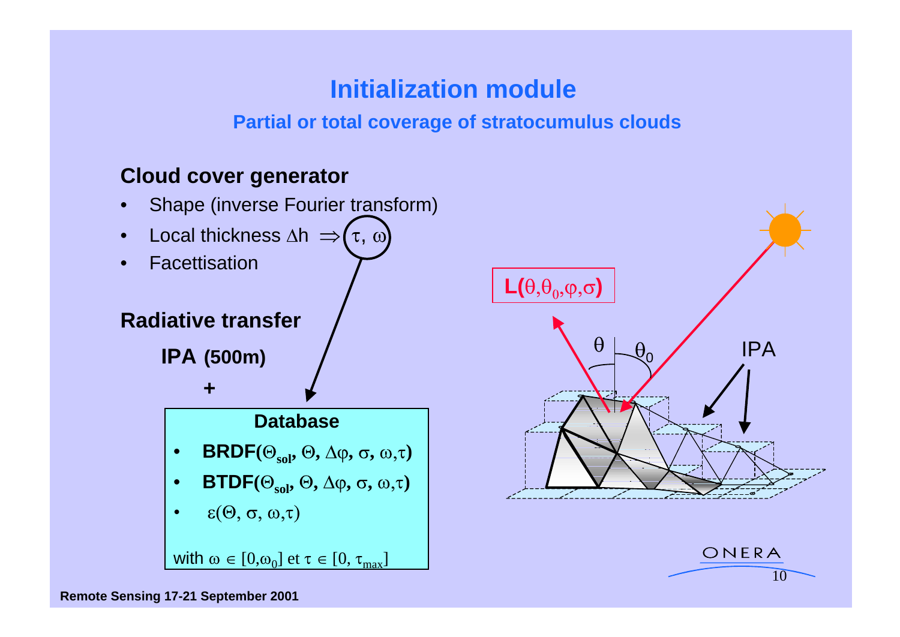# Initialization module

## Partial or total coverage of stratocumulus clouds

### Cloud cover generator

- Shape (inverse Fourier transform)
- Local thickness $\Delta h \Rightarrow (\tau, \omega)$
- Facettisation

### Radiative transfer

**IPA (500m)**

**+**

**Database**

- **BRDF($\Theta_{sol}$, $\Theta$, $\Delta\varphi$, $\sigma$, $\omega$,$\tau$)**
- **BTDF($\Theta_{sol}$, $\Theta$, $\Delta\varphi$, $\sigma$, $\omega$,$\tau$)**
- $\varepsilon(\Theta, \sigma, \omega,\tau)$

with $\omega \in [0,\omega_0]$ et $\tau \in [0, \tau_{max}]$

**L**($\theta$,$\theta_0$,$\varphi$,$\sigma$)

$\theta$ $\theta_0$

IPA

Remote Sensing 17-21 September 2001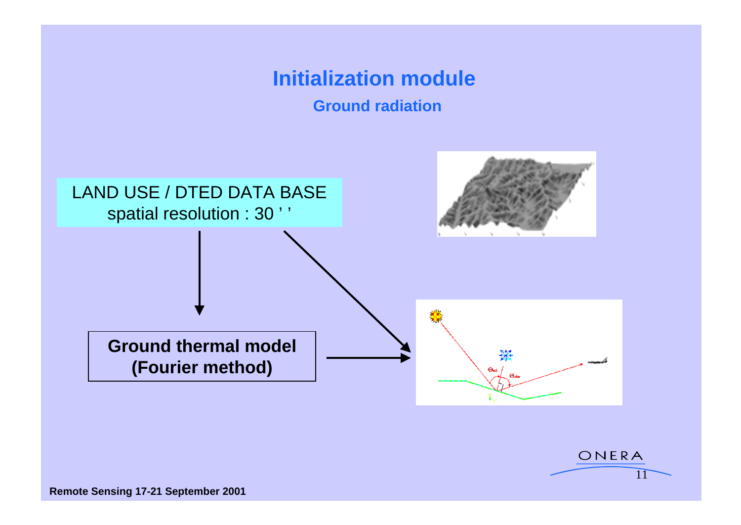# Initialization module

## Ground radiation

LAND USE / DTED DATA BASE
spatial resolution : 30 ' '

**Ground thermal model**
**(Fourier method)**

Remote Sensing 17-21 September 2001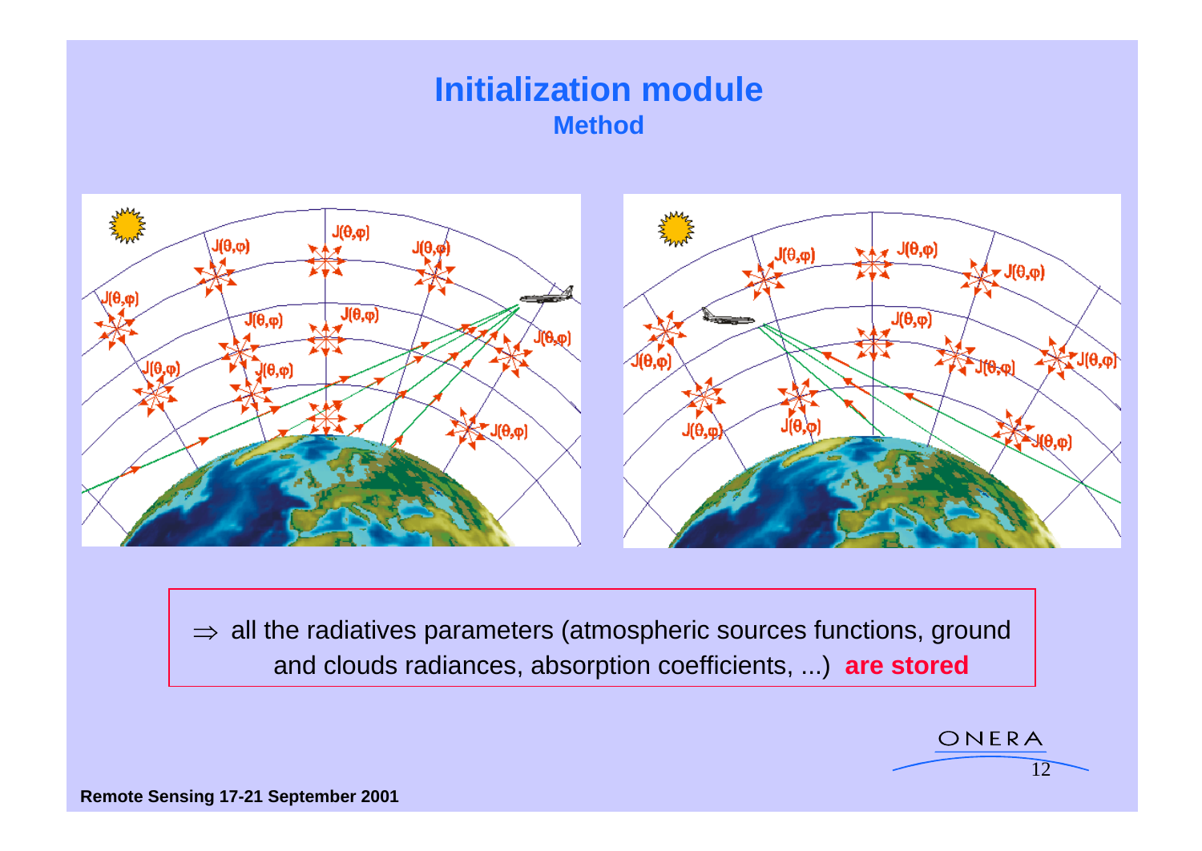# Initialization module

## Method

⇒ all the radiatives parameters (atmospheric sources functions, ground and clouds radiances, absorption coefficients, ...) **are stored**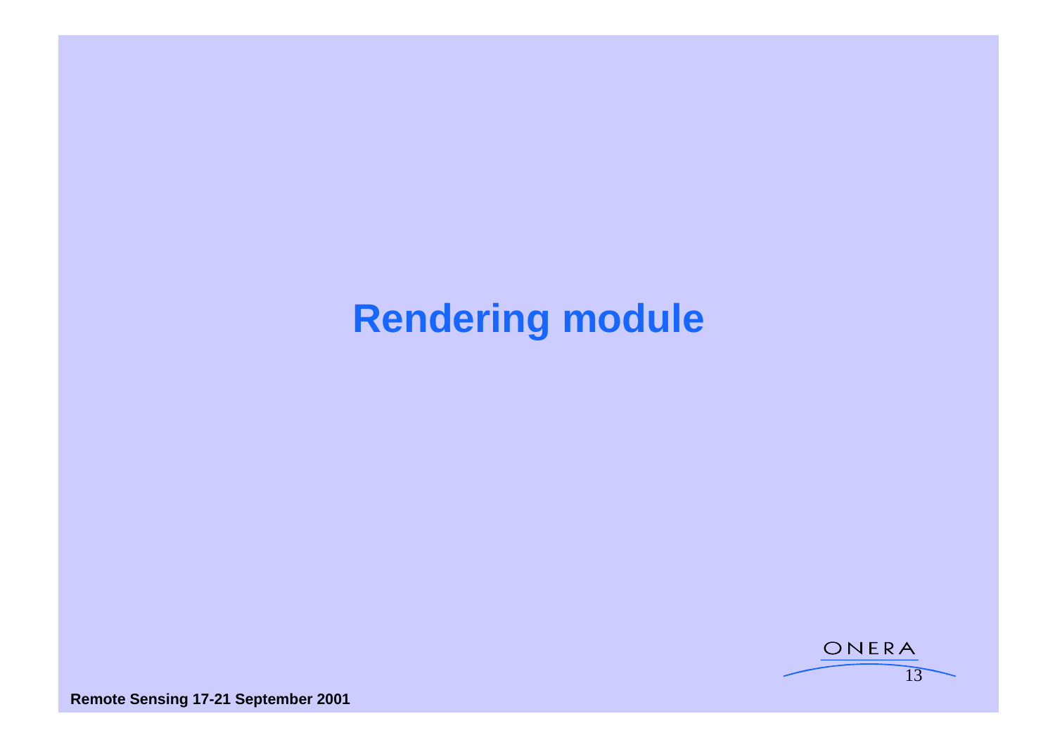# Rendering module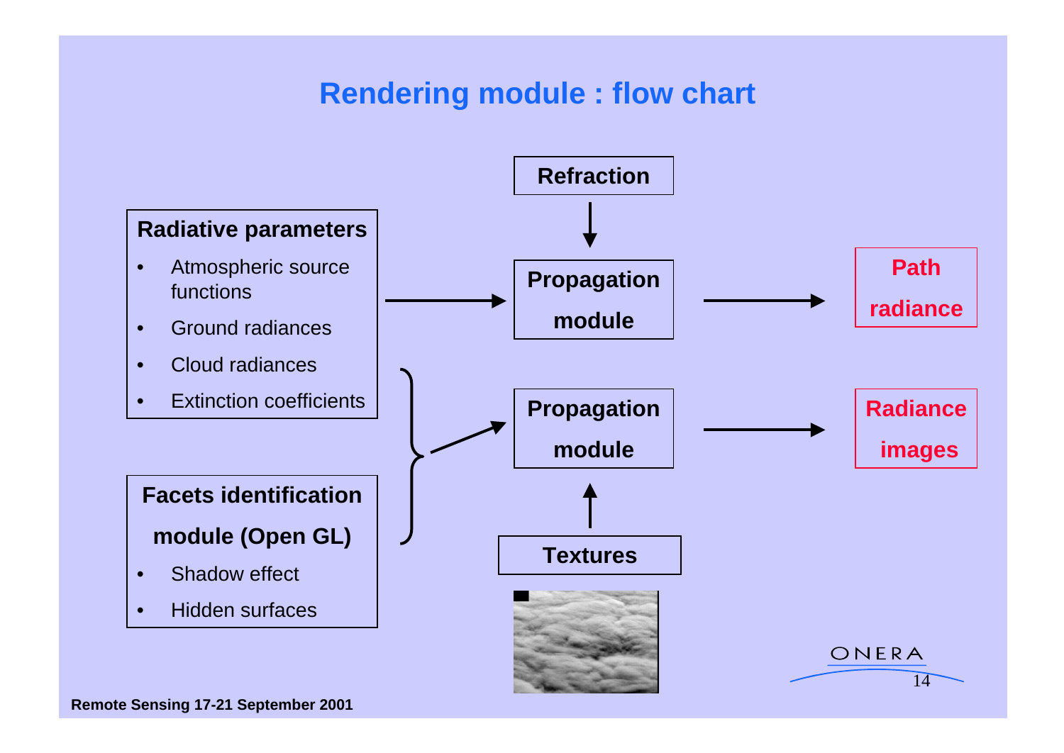# Rendering module : flow chart

**Radiative parameters**

- Atmospheric source functions
- Ground radiances
- Cloud radiances
- Extinction coefficients

**Facets identification module (Open GL)**

- Shadow effect
- Hidden surfaces

**Refraction**

**Propagation module**

**Propagation module**

**Textures**

**Path radiance**

**Radiance images**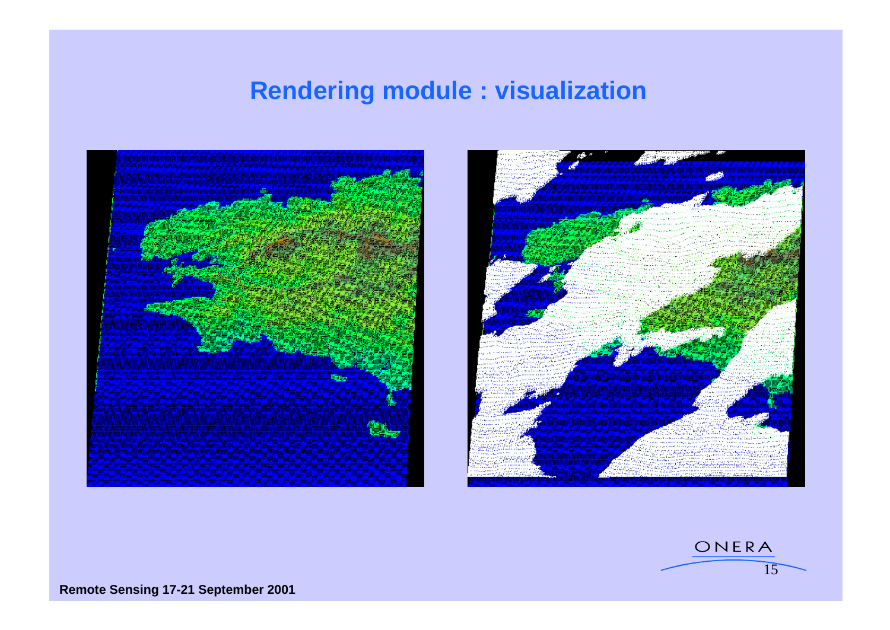# Rendering module : visualization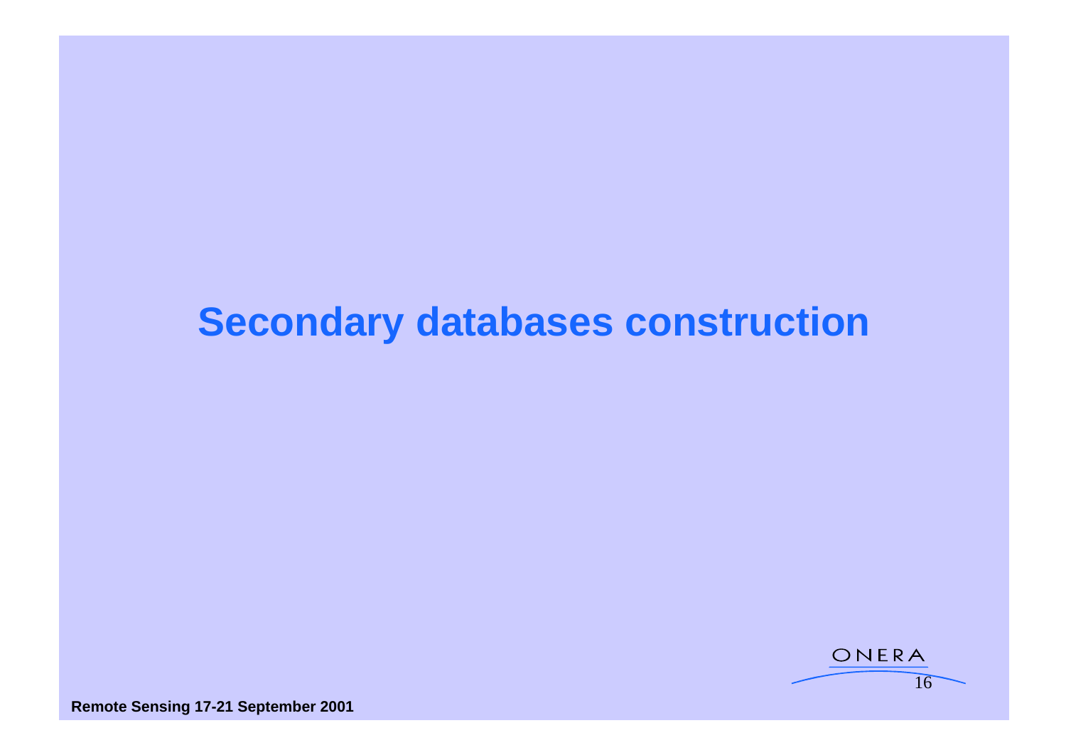# Secondary databases construction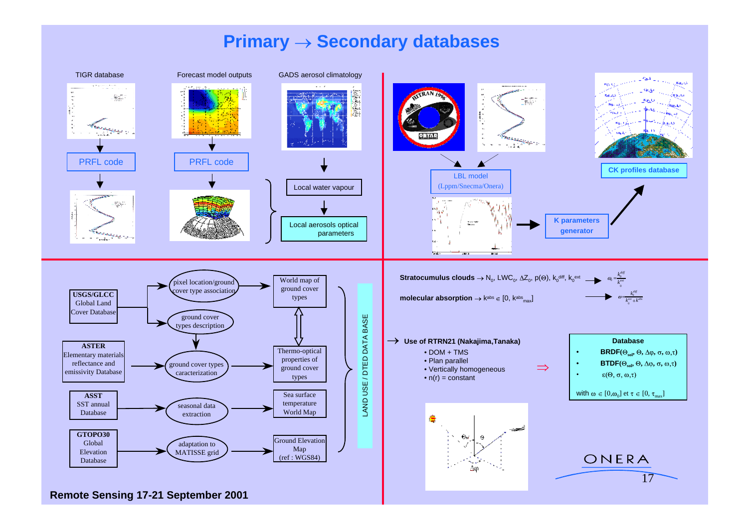# Primary → Secondary databases

TIGR database → PRFL code →

Forecast model outputs → PRFL code →

GADS aerosol climatology → Local water vapour → Local aerosols optical parameters

LBL model (Lppm/Snecma/Onera) → K parameters generator → CK profiles database

USGS/GLCC Global Land Cover Database → pixel location/ground cover type association → World map of ground cover types

USGS/GLCC Global Land Cover Database → ground cover types description

ASTER Elementary materials reflectance and emissivity Database → ground cover types caracterization → Thermo-optical properties of ground cover types

ASST SST annual Database → seasonal data extraction → Sea surface temperature World Map

GTOPO30 Global Elevation Database → adaptation to MATISSE grid → Ground Elevation Map (ref : WGS84)

LAND USE / DTED DATA BASE

**Stratocumulus clouds** → $N_0$, $LWC_0$, $\Delta Z_0$, $p(\Theta)$, $k_0^{diff}$, $k_0^{ext}$ → $\omega_0 = \frac{k_0^{diff}}{k_0^{ext}}$

**molecular absorption** → $k^{abs} \in [0, k^{abs}_{max}]$ → $\omega = \frac{k_0^{diff}}{k_0^{ext} + k^{abs}}$

→ **Use of RTRN21 (Nakajima,Tanaka)**

- DOM + TMS
- Plan parallel
- Vertically homogeneous
- n(r) = constant

⇒

**Database**

- **BRDF**($\Theta_{sol}$, $\Theta$, $\Delta\varphi$, $\sigma$, $\omega$, $\tau$)
- **BTDF**($\Theta_{sol}$, $\Theta$, $\Delta\varphi$, $\sigma$, $\omega$, $\tau$)
- $\varepsilon(\Theta, \sigma, \omega, \tau)$

with $\omega \in [0, \omega_0]$ et $\tau \in [0, \tau_{max}]$

**Remote Sensing 17-21 September 2001**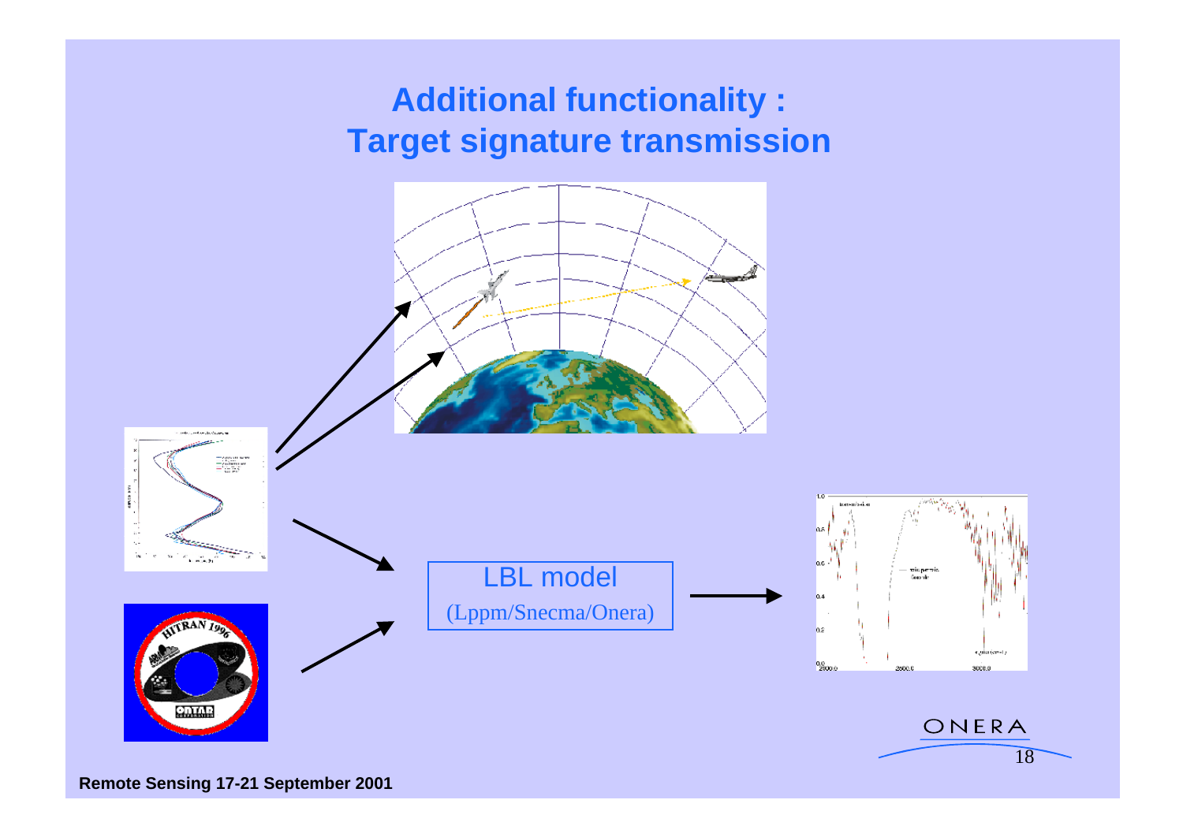# Additional functionality : Target signature transmission

LBL model
(Lppm/Snecma/Onera)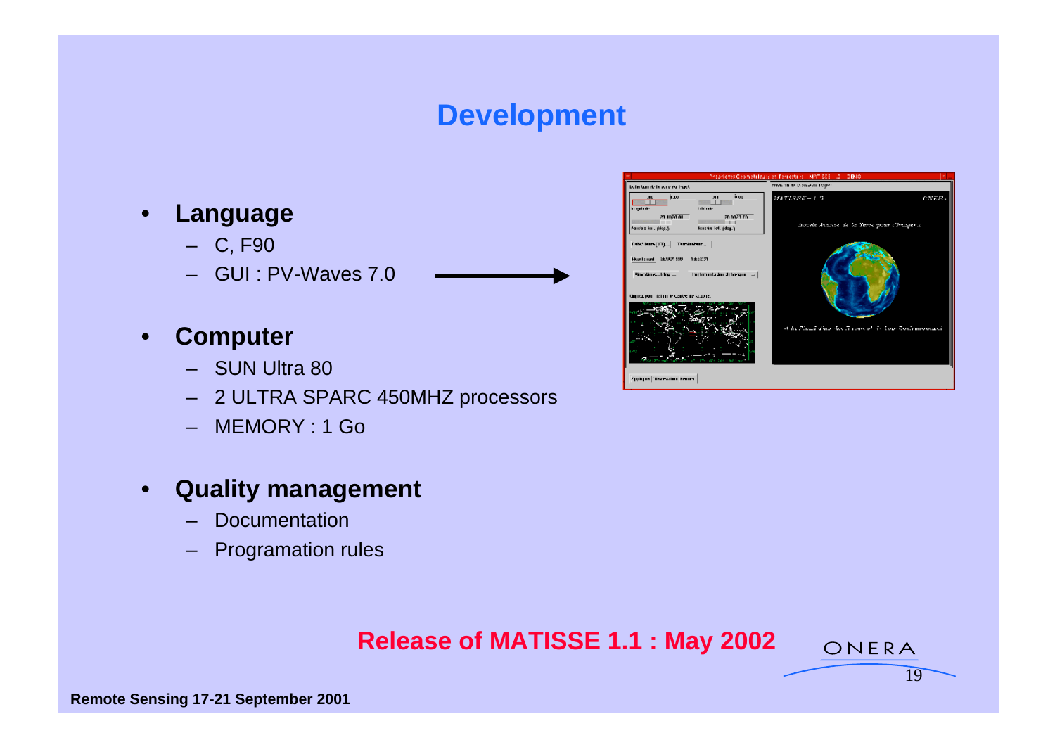# Development

- **Language**
  - C, F90
  - GUI : PV-Waves 7.0
- **Computer**
  - SUN Ultra 80
  - 2 ULTRA SPARC 450MHZ processors
  - MEMORY : 1 Go
- **Quality management**
  - Documentation
  - Programation rules

**Release of MATISSE 1.1 : May 2002**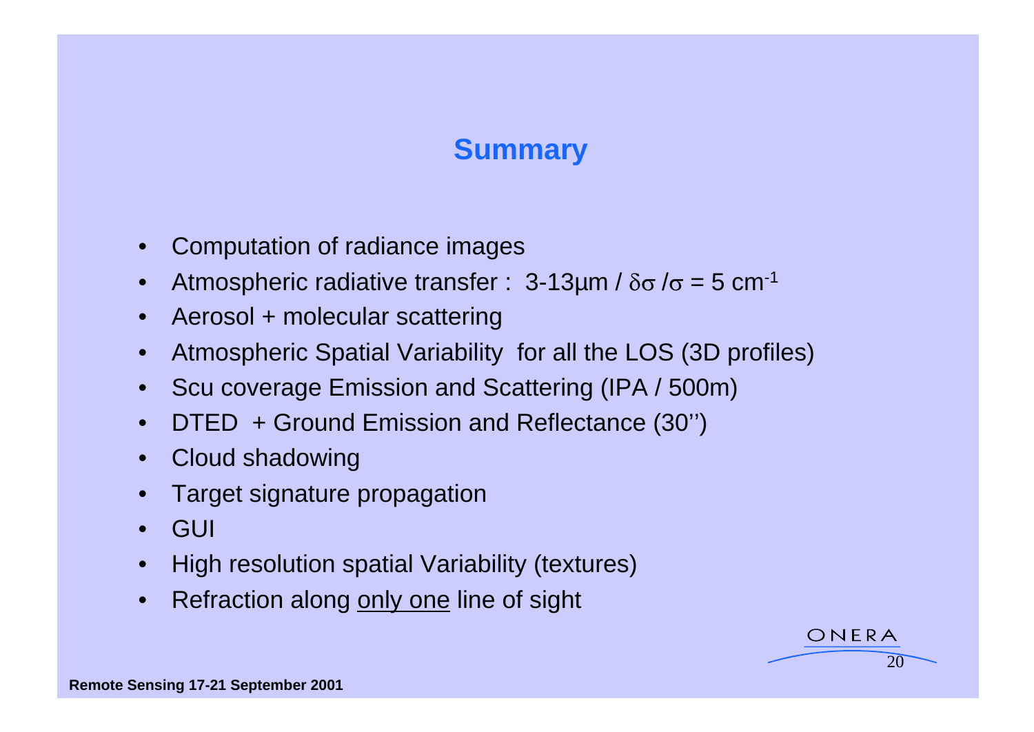# Summary

- Computation of radiance images
- Atmospheric radiative transfer : 3-13µm / $\delta\sigma / \sigma = 5\ cm^{-1}$
- Aerosol + molecular scattering
- Atmospheric Spatial Variability for all the LOS (3D profiles)
- Scu coverage Emission and Scattering (IPA / 500m)
- DTED + Ground Emission and Reflectance (30'')
- Cloud shadowing
- Target signature propagation
- GUI
- High resolution spatial Variability (textures)
- Refraction along <u>only one</u> line of sight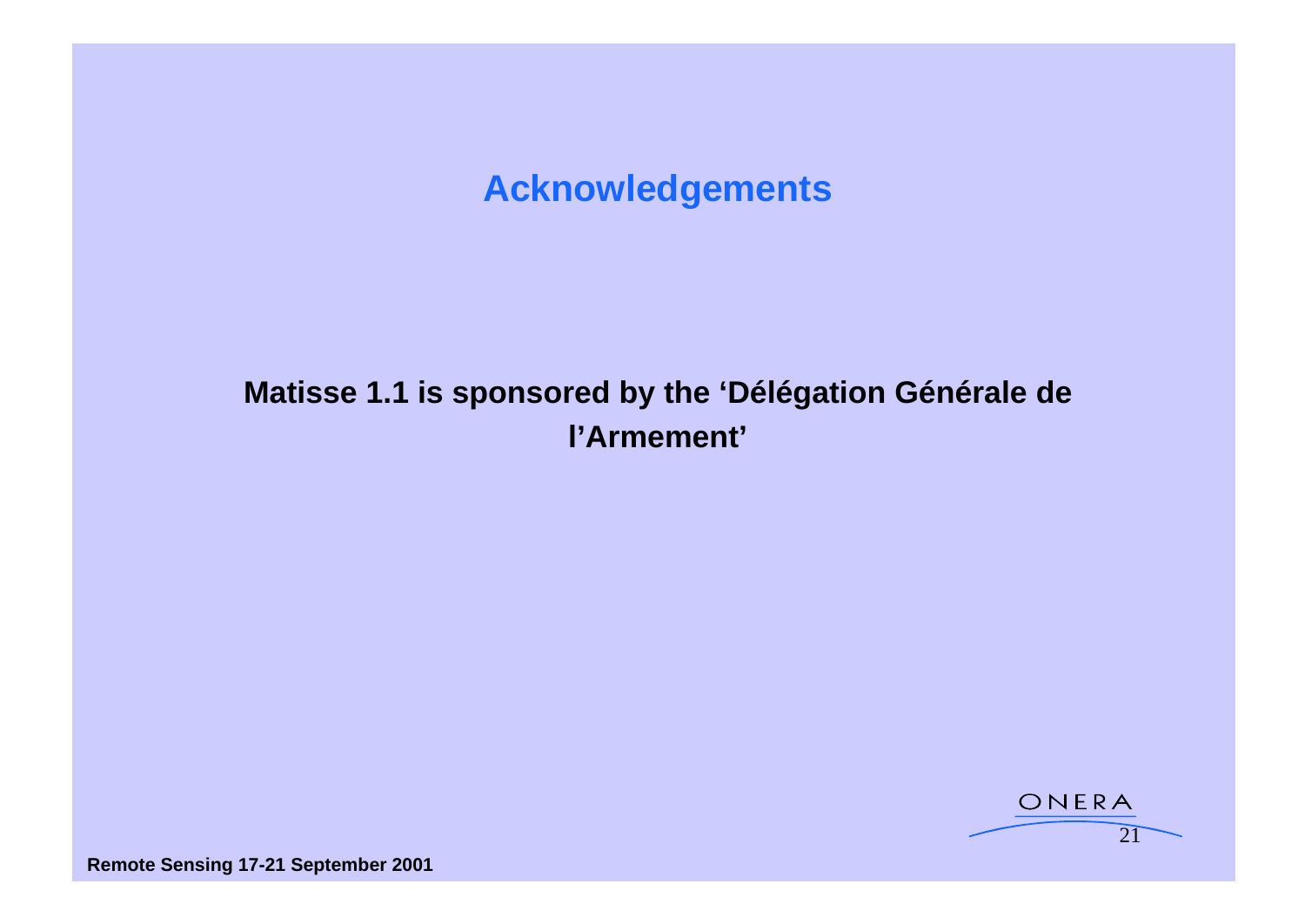# Acknowledgements

**Matisse 1.1 is sponsored by the 'Délégation Générale de l'Armement'**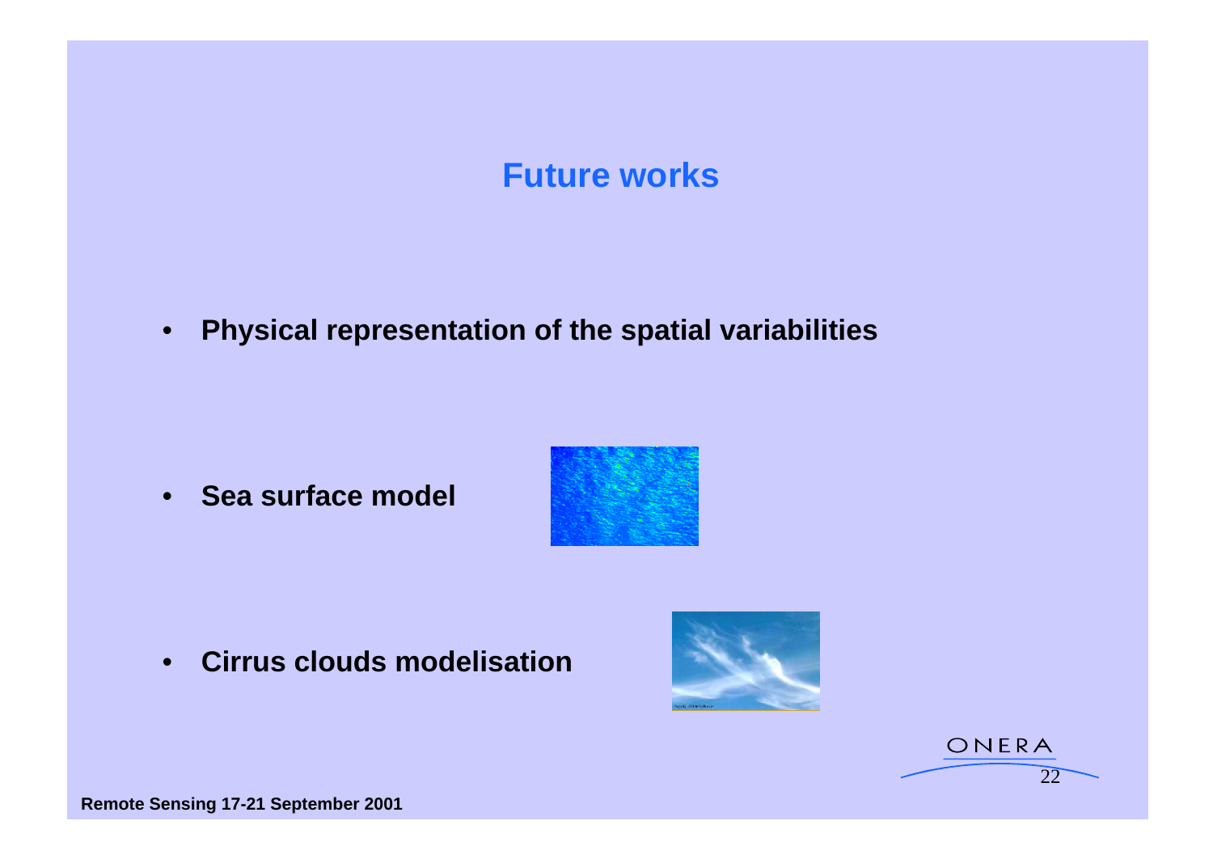# Future works

- **Physical representation of the spatial variabilities**
- **Sea surface model**
- **Cirrus clouds modelisation**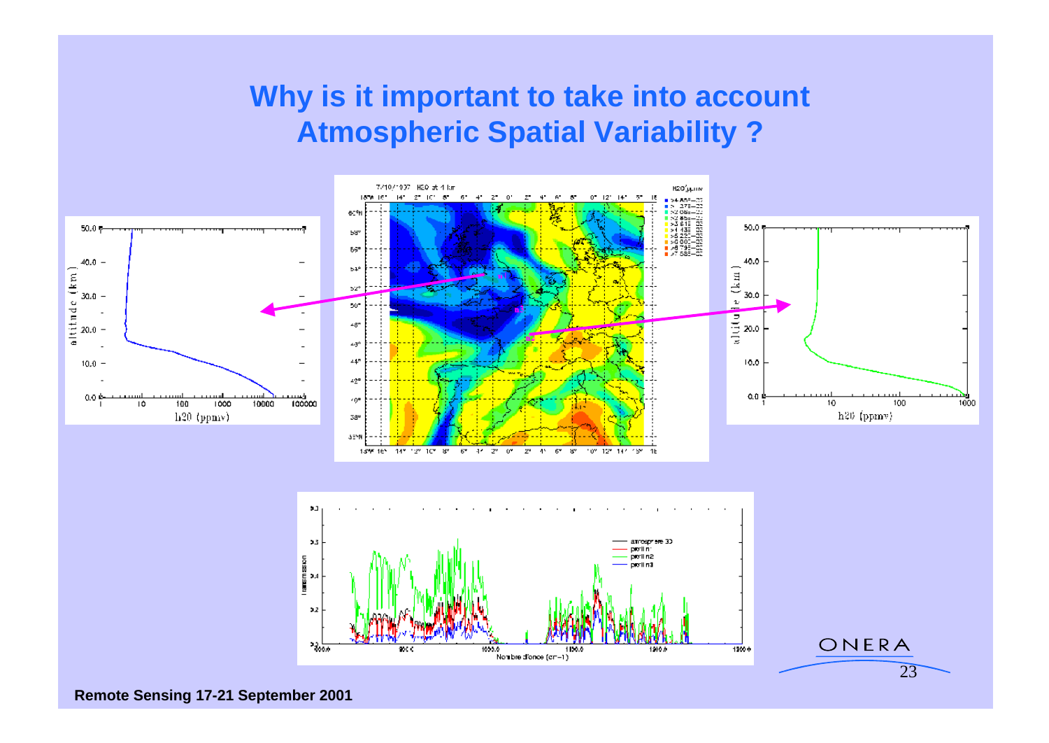# Why is it important to take into account Atmospheric Spatial Variability ?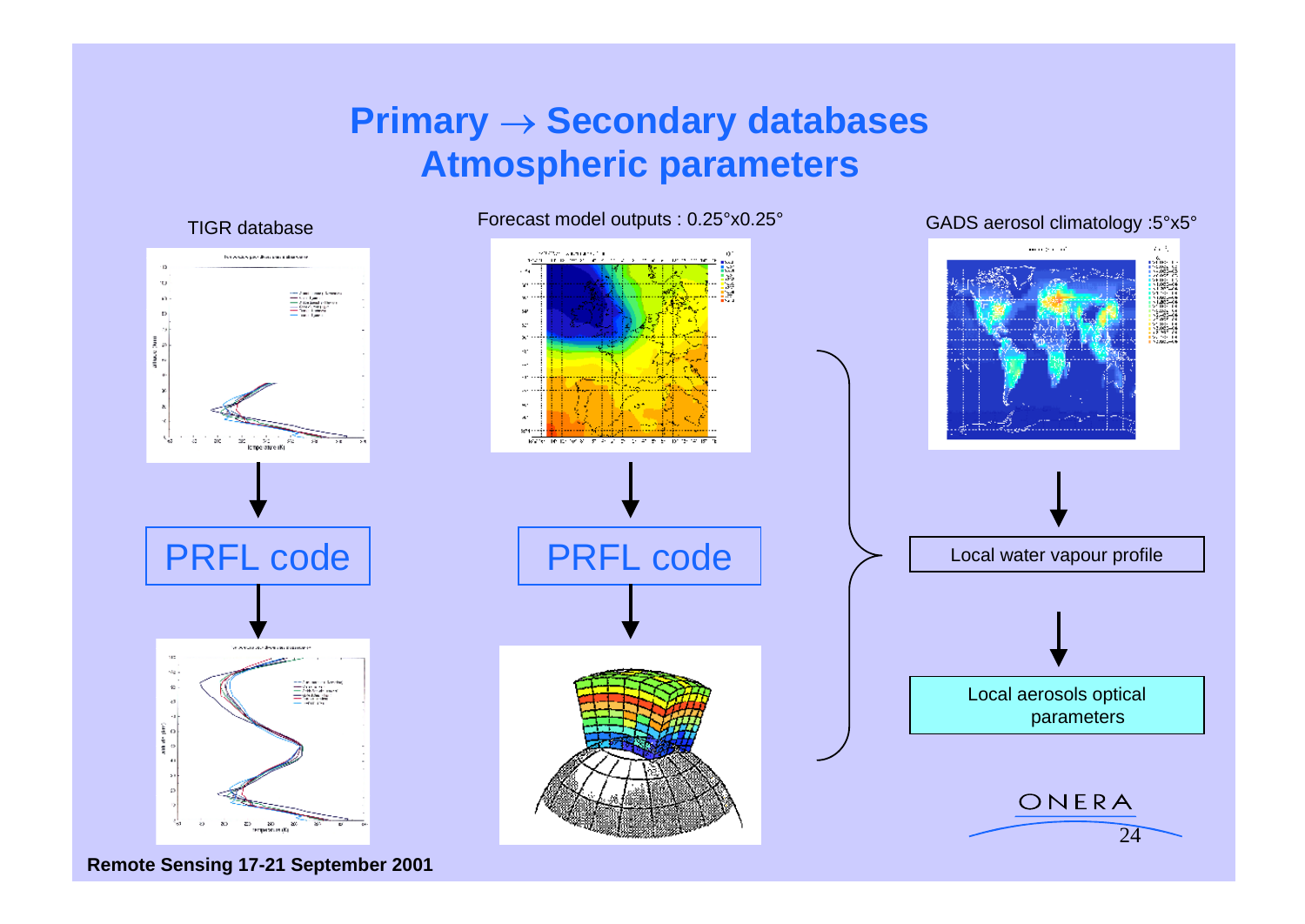# Primary → Secondary databases
# Atmospheric parameters

TIGR database

PRFL code

Forecast model outputs : 0.25°x0.25°

PRFL code

GADS aerosol climatology :5°x5°

Local water vapour profile

Local aerosols optical parameters

Remote Sensing 17-21 September 2001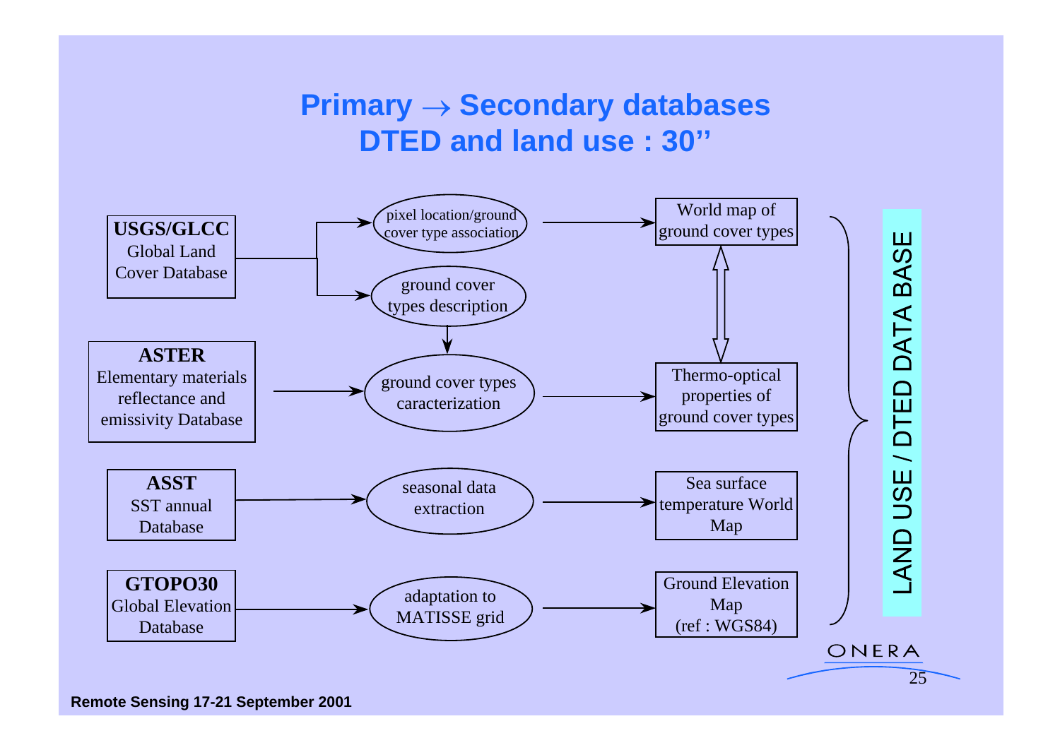# Primary → Secondary databases DTED and land use : 30''

**USGS/GLCC**
Global Land Cover Database

→ pixel location/ground cover type association → World map of ground cover types

→ ground cover types description

**ASTER**
Elementary materials reflectance and emissivity Database

→ ground cover types caracterization → Thermo-optical properties of ground cover types

**ASST**
SST annual Database

→ seasonal data extraction → Sea surface temperature World Map

**GTOPO30**
Global Elevation Database

→ adaptation to MATISSE grid → Ground Elevation Map (ref : WGS84)

LAND USE / DTED DATA BASE

ONERA

Remote Sensing 17-21 September 2001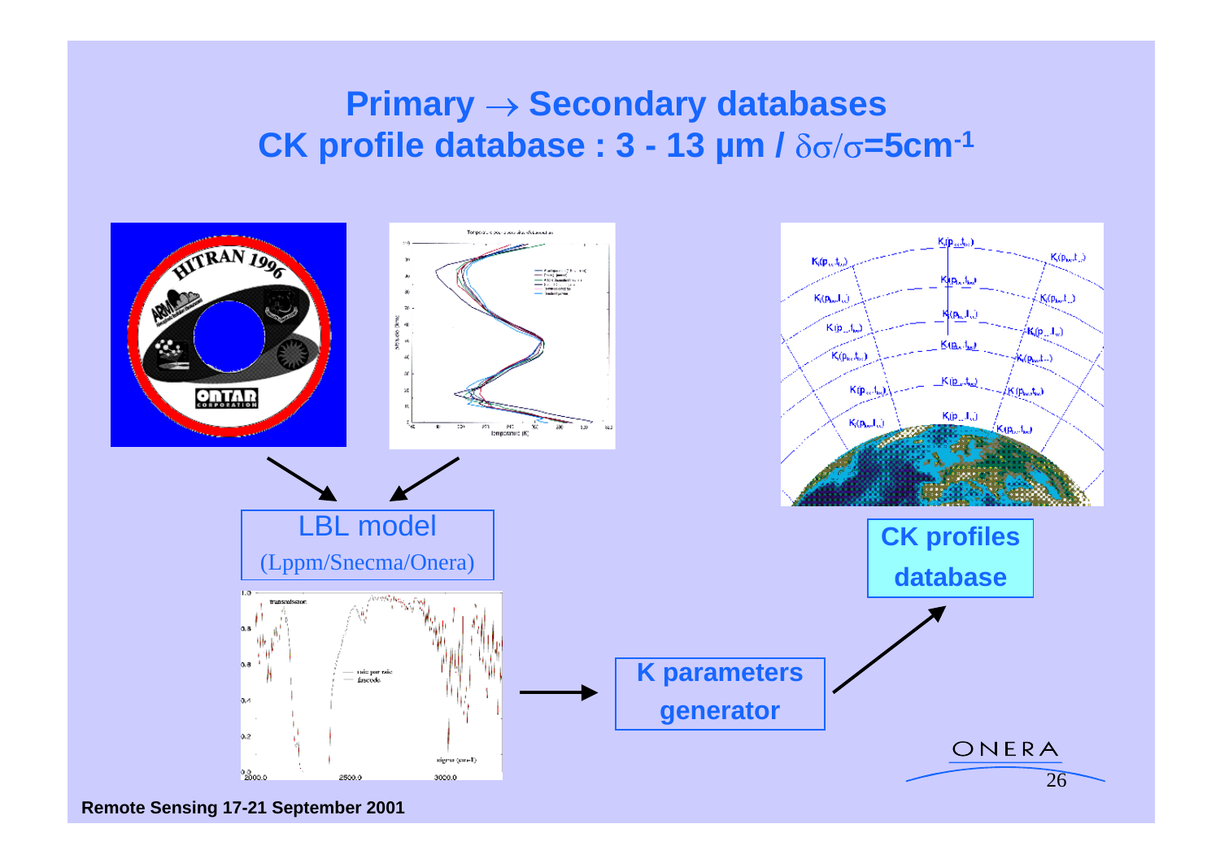# Primary → Secondary databases

## CK profile database : 3 - 13 µm / $\delta\sigma/\sigma$=5cm$^{-1}$

LBL model
(Lppm/Snecma/Onera)

K parameters generator

CK profiles database

Remote Sensing 17-21 September 2001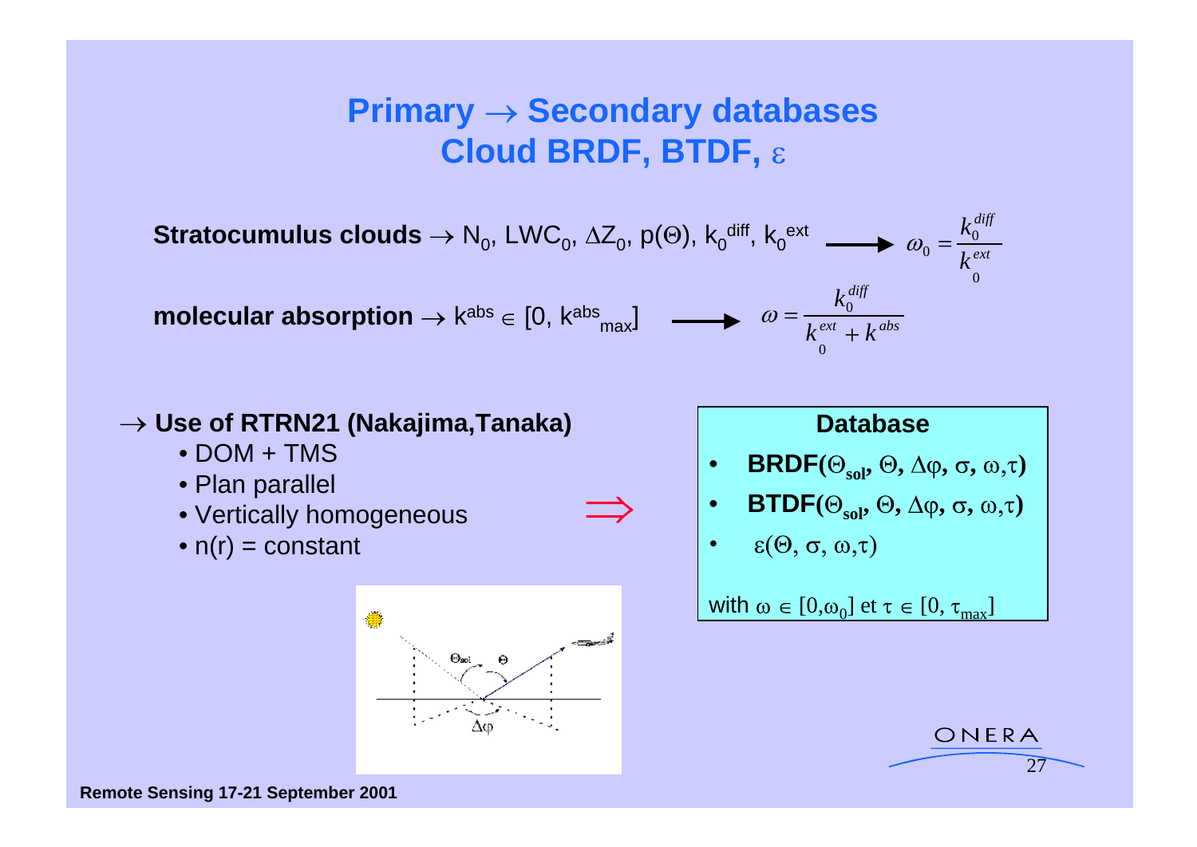# Primary → Secondary databases
## Cloud BRDF, BTDF, $\varepsilon$

**Stratocumulus clouds** → $N_0$, $LWC_0$, $\Delta Z_0$, $p(\Theta)$, $k_0^{diff}$, $k_0^{ext}$ ⟶ $\omega_0 = \dfrac{k_0^{diff}}{k_0^{ext}}$

**molecular absorption** → $k^{abs} \in [0, k^{abs}_{max}]$ ⟶ $\omega = \dfrac{k_0^{diff}}{k_0^{ext} + k^{abs}}$

→ **Use of RTRN21 (Nakajima,Tanaka)**

- DOM + TMS
- Plan parallel
- Vertically homogeneous
- n(r) = constant

$\Rightarrow$

**Database**

- **BRDF**($\Theta_{sol}$, $\Theta$, $\Delta\varphi$, $\sigma$, $\omega$,$\tau$)
- **BTDF**($\Theta_{sol}$, $\Theta$, $\Delta\varphi$, $\sigma$, $\omega$,$\tau$)
- $\varepsilon(\Theta, \sigma, \omega, \tau)$

with $\omega \in [0,\omega_0]$ et $\tau \in [0, \tau_{max}]$

$\Theta_{sol}$ $\Theta$ $\Delta\varphi$

Remote Sensing 17-21 September 2001